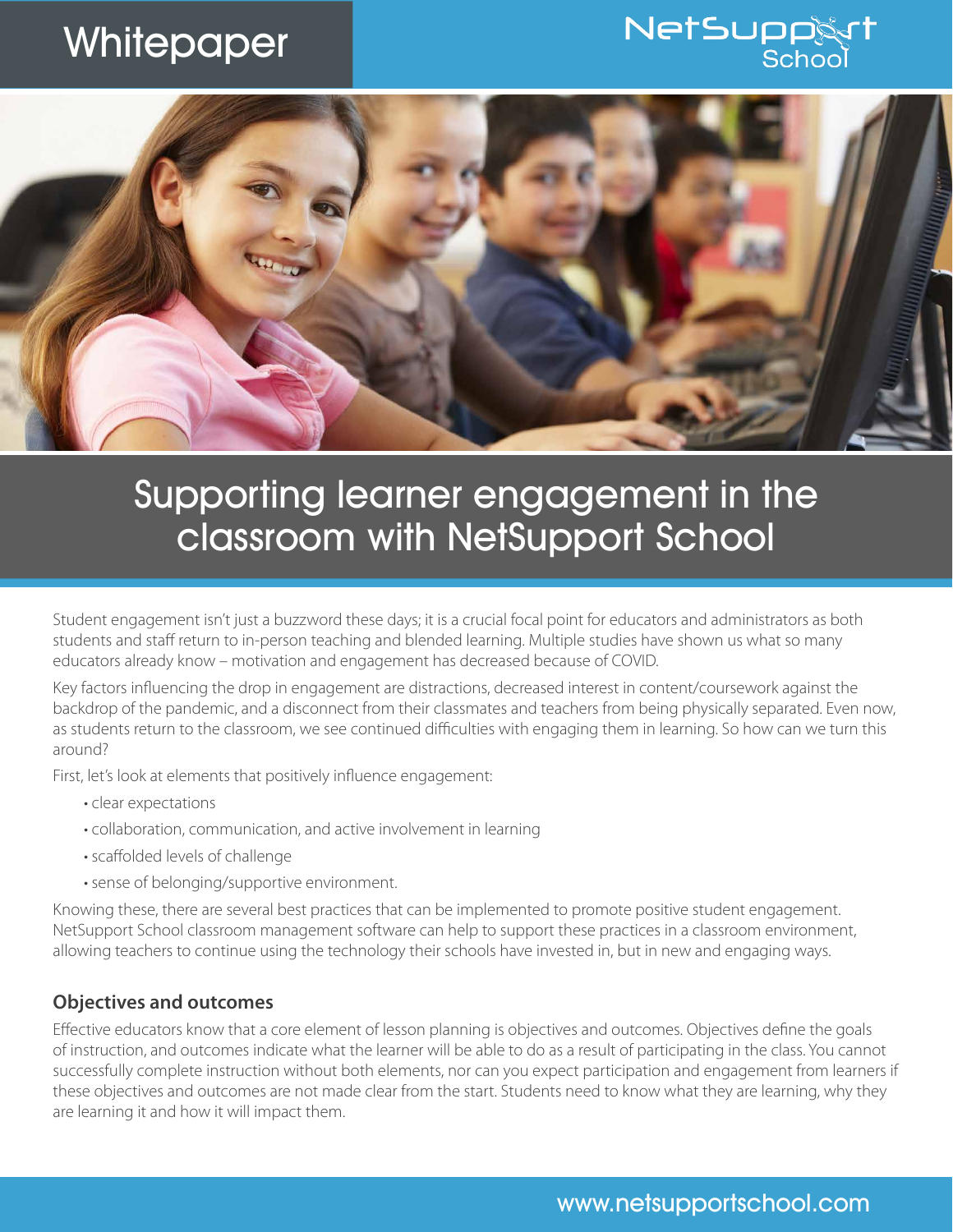Whitepaper

NetSupport School

# Supporting learner engagement in the classroom with NetSupport School

Student engagement isn't just a buzzword these days; it is a crucial focal point for educators and administrators as both students and staff return to in-person teaching and blended learning. Multiple studies have shown us what so many educators already know – motivation and engagement has decreased because of COVID.

Key factors influencing the drop in engagement are distractions, decreased interest in content/coursework against the backdrop of the pandemic, and a disconnect from their classmates and teachers from being physically separated. Even now, as students return to the classroom, we see continued difficulties with engaging them in learning. So how can we turn this around?

First, let's look at elements that positively influence engagement:

- clear expectations
- collaboration, communication, and active involvement in learning
- scaffolded levels of challenge
- sense of belonging/supportive environment.

Knowing these, there are several best practices that can be implemented to promote positive student engagement. NetSupport School classroom management software can help to support these practices in a classroom environment, allowing teachers to continue using the technology their schools have invested in, but in new and engaging ways.

## Objectives and outcomes

Effective educators know that a core element of lesson planning is objectives and outcomes. Objectives define the goals of instruction, and outcomes indicate what the learner will be able to do as a result of participating in the class. You cannot successfully complete instruction without both elements, nor can you expect participation and engagement from learners if these objectives and outcomes are not made clear from the start. Students need to know what they are learning, why they are learning it and how it will impact them.

www.netsupportschool.com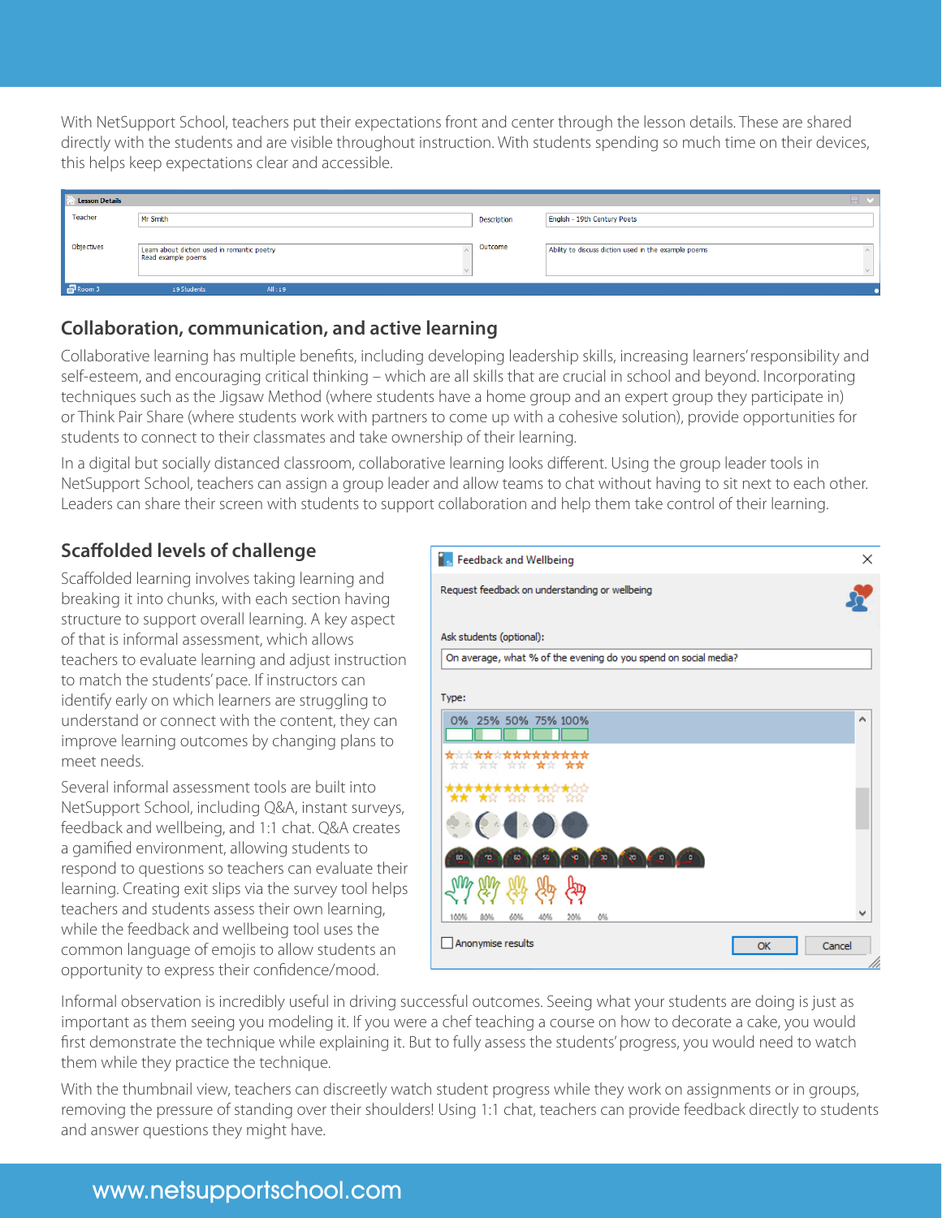With NetSupport School, teachers put their expectations front and center through the lesson details. These are shared directly with the students and are visible throughout instruction. With students spending so much time on their devices, this helps keep expectations clear and accessible.

## Collaboration, communication, and active learning

Collaborative learning has multiple benefits, including developing leadership skills, increasing learners' responsibility and self-esteem, and encouraging critical thinking – which are all skills that are crucial in school and beyond. Incorporating techniques such as the Jigsaw Method (where students have a home group and an expert group they participate in) or Think Pair Share (where students work with partners to come up with a cohesive solution), provide opportunities for students to connect to their classmates and take ownership of their learning.

In a digital but socially distanced classroom, collaborative learning looks different. Using the group leader tools in NetSupport School, teachers can assign a group leader and allow teams to chat without having to sit next to each other. Leaders can share their screen with students to support collaboration and help them take control of their learning.

## Scaffolded levels of challenge

Scaffolded learning involves taking learning and breaking it into chunks, with each section having structure to support overall learning. A key aspect of that is informal assessment, which allows teachers to evaluate learning and adjust instruction to match the students' pace. If instructors can identify early on which learners are struggling to understand or connect with the content, they can improve learning outcomes by changing plans to meet needs.

Several informal assessment tools are built into NetSupport School, including Q&A, instant surveys, feedback and wellbeing, and 1:1 chat. Q&A creates a gamified environment, allowing students to respond to questions so teachers can evaluate their learning. Creating exit slips via the survey tool helps teachers and students assess their own learning, while the feedback and wellbeing tool uses the common language of emojis to allow students an opportunity to express their confidence/mood.

Informal observation is incredibly useful in driving successful outcomes. Seeing what your students are doing is just as important as them seeing you modeling it. If you were a chef teaching a course on how to decorate a cake, you would first demonstrate the technique while explaining it. But to fully assess the students' progress, you would need to watch them while they practice the technique.

With the thumbnail view, teachers can discreetly watch student progress while they work on assignments or in groups, removing the pressure of standing over their shoulders! Using 1:1 chat, teachers can provide feedback directly to students and answer questions they might have.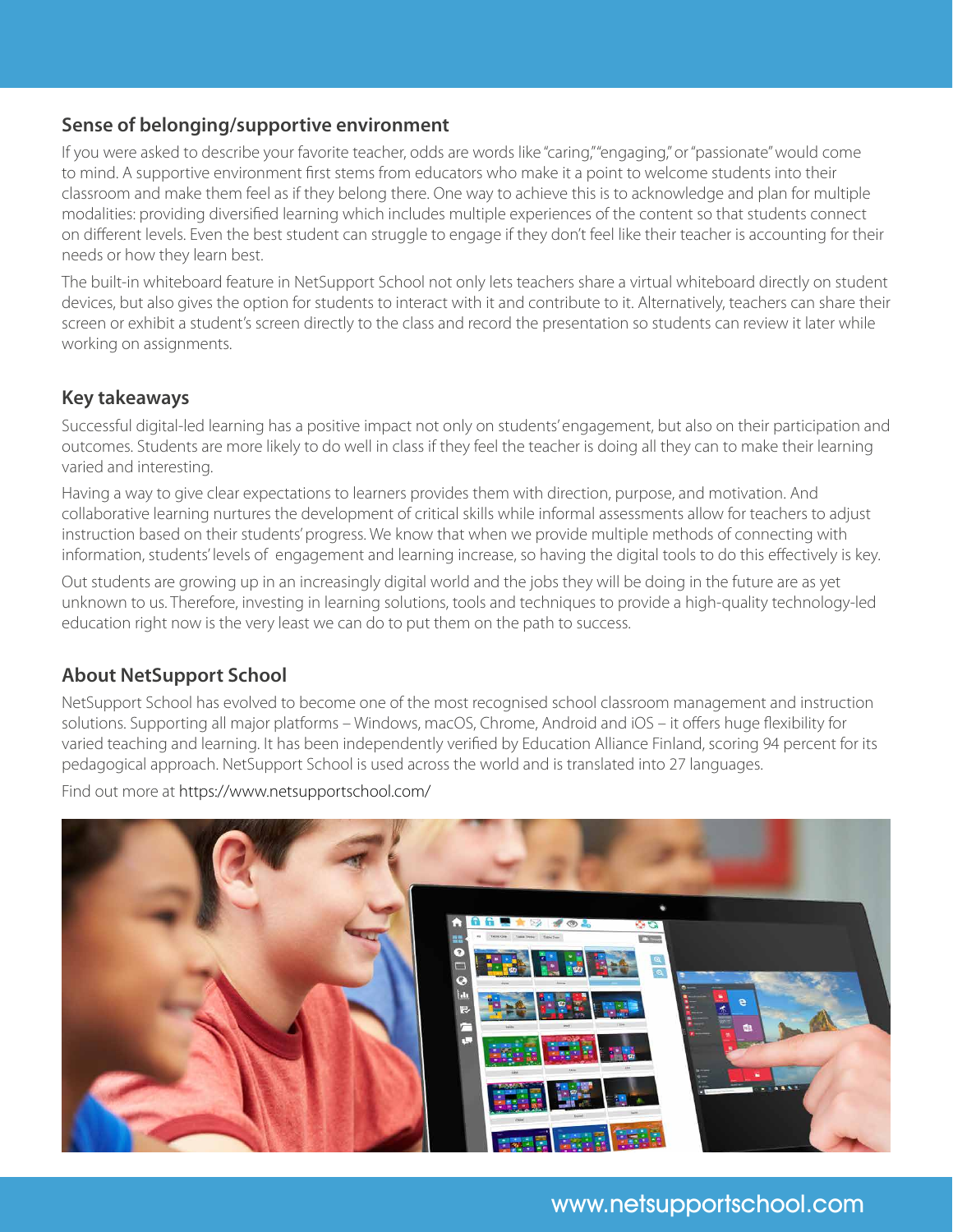## Sense of belonging/supportive environment

If you were asked to describe your favorite teacher, odds are words like "caring," "engaging," or "passionate" would come to mind. A supportive environment first stems from educators who make it a point to welcome students into their classroom and make them feel as if they belong there. One way to achieve this is to acknowledge and plan for multiple modalities: providing diversified learning which includes multiple experiences of the content so that students connect on different levels. Even the best student can struggle to engage if they don't feel like their teacher is accounting for their needs or how they learn best.

The built-in whiteboard feature in NetSupport School not only lets teachers share a virtual whiteboard directly on student devices, but also gives the option for students to interact with it and contribute to it. Alternatively, teachers can share their screen or exhibit a student's screen directly to the class and record the presentation so students can review it later while working on assignments.

## Key takeaways

Successful digital-led learning has a positive impact not only on students' engagement, but also on their participation and outcomes. Students are more likely to do well in class if they feel the teacher is doing all they can to make their learning varied and interesting.

Having a way to give clear expectations to learners provides them with direction, purpose, and motivation. And collaborative learning nurtures the development of critical skills while informal assessments allow for teachers to adjust instruction based on their students' progress. We know that when we provide multiple methods of connecting with information, students' levels of engagement and learning increase, so having the digital tools to do this effectively is key.

Out students are growing up in an increasingly digital world and the jobs they will be doing in the future are as yet unknown to us. Therefore, investing in learning solutions, tools and techniques to provide a high-quality technology-led education right now is the very least we can do to put them on the path to success.

## About NetSupport School

NetSupport School has evolved to become one of the most recognised school classroom management and instruction solutions. Supporting all major platforms – Windows, macOS, Chrome, Android and iOS – it offers huge flexibility for varied teaching and learning. It has been independently verified by Education Alliance Finland, scoring 94 percent for its pedagogical approach. NetSupport School is used across the world and is translated into 27 languages.

Find out more at https://www.netsupportschool.com/